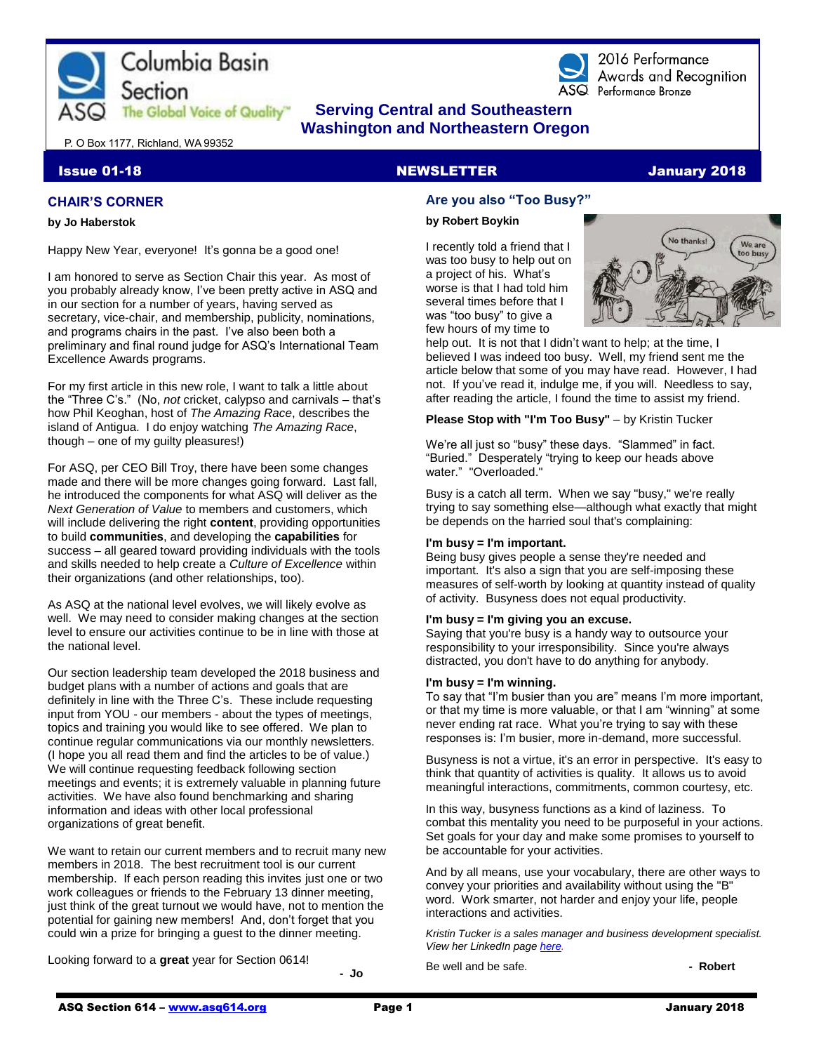# Columbia Basin Section

ASQ The Global Voice of Quality™

2016 Performance Awards and Recognition
ASQ Performance Bronze

**Serving Central and Southeastern Washington and Northeastern Oregon**

P. O Box 1177, Richland, WA 99352

**Issue 01-18** | **NEWSLETTER** | **January 2018**

## CHAIR'S CORNER

**by Jo Haberstok**

Happy New Year, everyone! It's gonna be a good one!

I am honored to serve as Section Chair this year. As most of you probably already know, I've been pretty active in ASQ and in our section for a number of years, having served as secretary, vice-chair, and membership, publicity, nominations, and programs chairs in the past. I've also been both a preliminary and final round judge for ASQ's International Team Excellence Awards programs.

For my first article in this new role, I want to talk a little about the "Three C's." (No, *not* cricket, calypso and carnivals – that's how Phil Keoghan, host of *The Amazing Race*, describes the island of Antigua. I do enjoy watching *The Amazing Race*, though – one of my guilty pleasures!)

For ASQ, per CEO Bill Troy, there have been some changes made and there will be more changes going forward. Last fall, he introduced the components for what ASQ will deliver as the *Next Generation of Value* to members and customers, which will include delivering the right **content**, providing opportunities to build **communities**, and developing the **capabilities** for success – all geared toward providing individuals with the tools and skills needed to help create a *Culture of Excellence* within their organizations (and other relationships, too).

As ASQ at the national level evolves, we will likely evolve as well. We may need to consider making changes at the section level to ensure our activities continue to be in line with those at the national level.

Our section leadership team developed the 2018 business and budget plans with a number of actions and goals that are definitely in line with the Three C's. These include requesting input from YOU - our members - about the types of meetings, topics and training you would like to see offered. We plan to continue regular communications via our monthly newsletters. (I hope you all read them and find the articles to be of value.) We will continue requesting feedback following section meetings and events; it is extremely valuable in planning future activities. We have also found benchmarking and sharing information and ideas with other local professional organizations of great benefit.

We want to retain our current members and to recruit many new members in 2018. The best recruitment tool is our current membership. If each person reading this invites just one or two work colleagues or friends to the February 13 dinner meeting, just think of the great turnout we would have, not to mention the potential for gaining new members! And, don't forget that you could win a prize for bringing a guest to the dinner meeting.

Looking forward to a **great** year for Section 0614!

**- Jo**

## Are you also "Too Busy?"

**by Robert Boykin**

I recently told a friend that I was too busy to help out on a project of his. What's worse is that I had told him several times before that I was "too busy" to give a few hours of my time to help out. It is not that I didn't want to help; at the time, I believed I was indeed too busy. Well, my friend sent me the article below that some of you may have read. However, I had not. If you've read it, indulge me, if you will. Needless to say, after reading the article, I found the time to assist my friend.

**Please Stop with "I'm Too Busy"** – by Kristin Tucker

We're all just so "busy" these days. "Slammed" in fact. "Buried." Desperately "trying to keep our heads above water." "Overloaded."

Busy is a catch all term. When we say "busy," we're really trying to say something else—although what exactly that might be depends on the harried soul that's complaining:

**I'm busy = I'm important.**
Being busy gives people a sense they're needed and important. It's also a sign that you are self-imposing these measures of self-worth by looking at quantity instead of quality of activity. Busyness does not equal productivity.

**I'm busy = I'm giving you an excuse.**
Saying that you're busy is a handy way to outsource your responsibility to your irresponsibility. Since you're always distracted, you don't have to do anything for anybody.

**I'm busy = I'm winning.**
To say that "I'm busier than you are" means I'm more important, or that my time is more valuable, or that I am "winning" at some never ending rat race. What you're trying to say with these responses is: I'm busier, more in-demand, more successful.

Busyness is not a virtue, it's an error in perspective. It's easy to think that quantity of activities is quality. It allows us to avoid meaningful interactions, commitments, common courtesy, etc.

In this way, busyness functions as a kind of laziness. To combat this mentality you need to be purposeful in your actions. Set goals for your day and make some promises to yourself to be accountable for your activities.

And by all means, use your vocabulary, there are other ways to convey your priorities and availability without using the "B" word. Work smarter, not harder and enjoy your life, people interactions and activities.

*Kristin Tucker is a sales manager and business development specialist. View her LinkedIn page here.*

Be well and be safe.

**- Robert**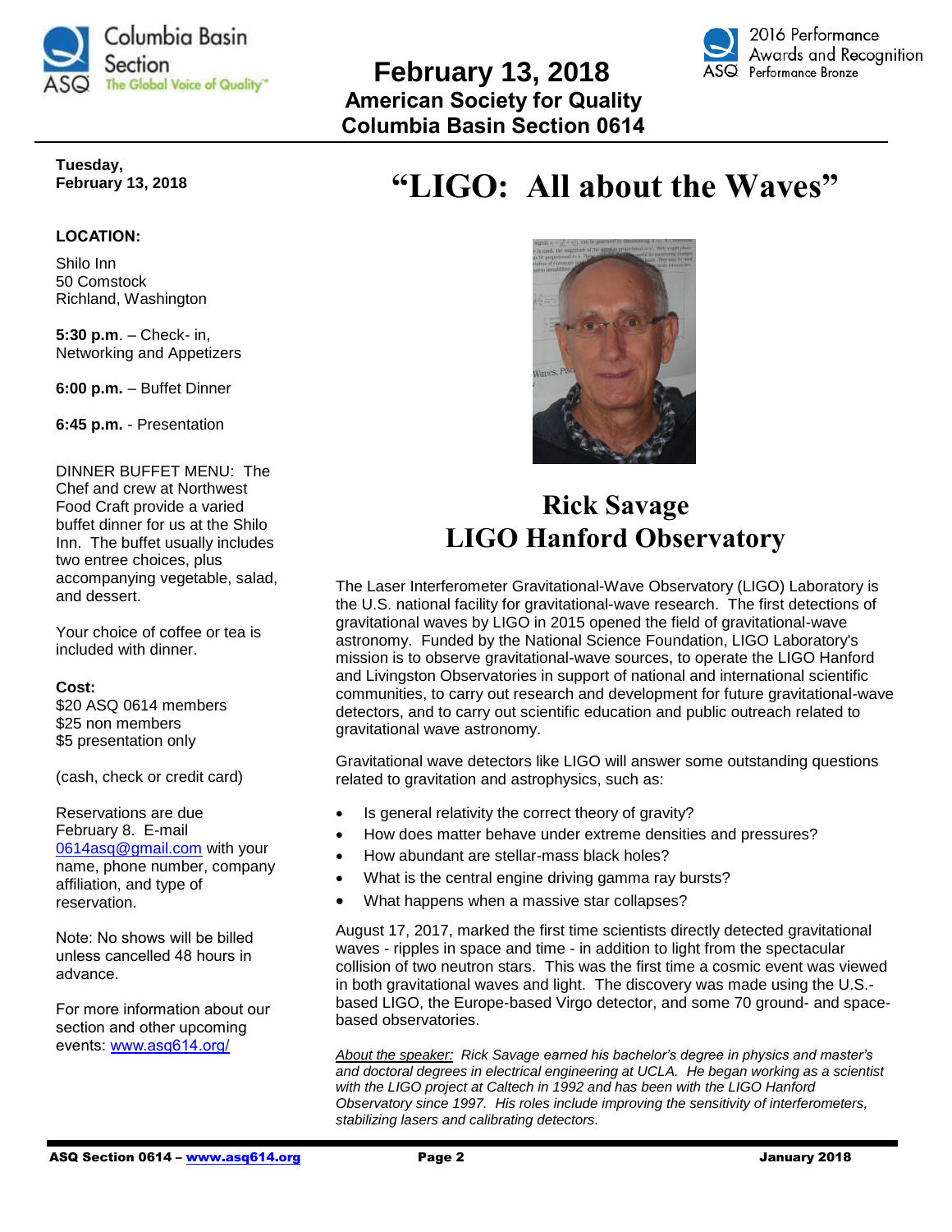# February 13, 2018

**American Society for Quality**
**Columbia Basin Section 0614**

**Tuesday, February 13, 2018**

**LOCATION:**

Shilo Inn
50 Comstock
Richland, Washington

**5:30 p.m**. – Check- in, Networking and Appetizers

**6:00 p.m.** – Buffet Dinner

**6:45 p.m.** - Presentation

DINNER BUFFET MENU: The Chef and crew at Northwest Food Craft provide a varied buffet dinner for us at the Shilo Inn. The buffet usually includes two entree choices, plus accompanying vegetable, salad, and dessert.

Your choice of coffee or tea is included with dinner.

**Cost:**
$20 ASQ 0614 members
$25 non members
$5 presentation only

(cash, check or credit card)

Reservations are due February 8. E-mail 0614asq@gmail.com with your name, phone number, company affiliation, and type of reservation.

Note: No shows will be billed unless cancelled 48 hours in advance.

For more information about our section and other upcoming events: www.asq614.org/

# "LIGO: All about the Waves"

## Rick Savage
## LIGO Hanford Observatory

The Laser Interferometer Gravitational-Wave Observatory (LIGO) Laboratory is the U.S. national facility for gravitational-wave research. The first detections of gravitational waves by LIGO in 2015 opened the field of gravitational-wave astronomy. Funded by the National Science Foundation, LIGO Laboratory's mission is to observe gravitational-wave sources, to operate the LIGO Hanford and Livingston Observatories in support of national and international scientific communities, to carry out research and development for future gravitational-wave detectors, and to carry out scientific education and public outreach related to gravitational wave astronomy.

Gravitational wave detectors like LIGO will answer some outstanding questions related to gravitation and astrophysics, such as:

- Is general relativity the correct theory of gravity?
- How does matter behave under extreme densities and pressures?
- How abundant are stellar-mass black holes?
- What is the central engine driving gamma ray bursts?
- What happens when a massive star collapses?

August 17, 2017, marked the first time scientists directly detected gravitational waves - ripples in space and time - in addition to light from the spectacular collision of two neutron stars. This was the first time a cosmic event was viewed in both gravitational waves and light. The discovery was made using the U.S.-based LIGO, the Europe-based Virgo detector, and some 70 ground- and space-based observatories.

*About the speaker: Rick Savage earned his bachelor's degree in physics and master's and doctoral degrees in electrical engineering at UCLA. He began working as a scientist with the LIGO project at Caltech in 1992 and has been with the LIGO Hanford Observatory since 1997. His roles include improving the sensitivity of interferometers, stabilizing lasers and calibrating detectors.*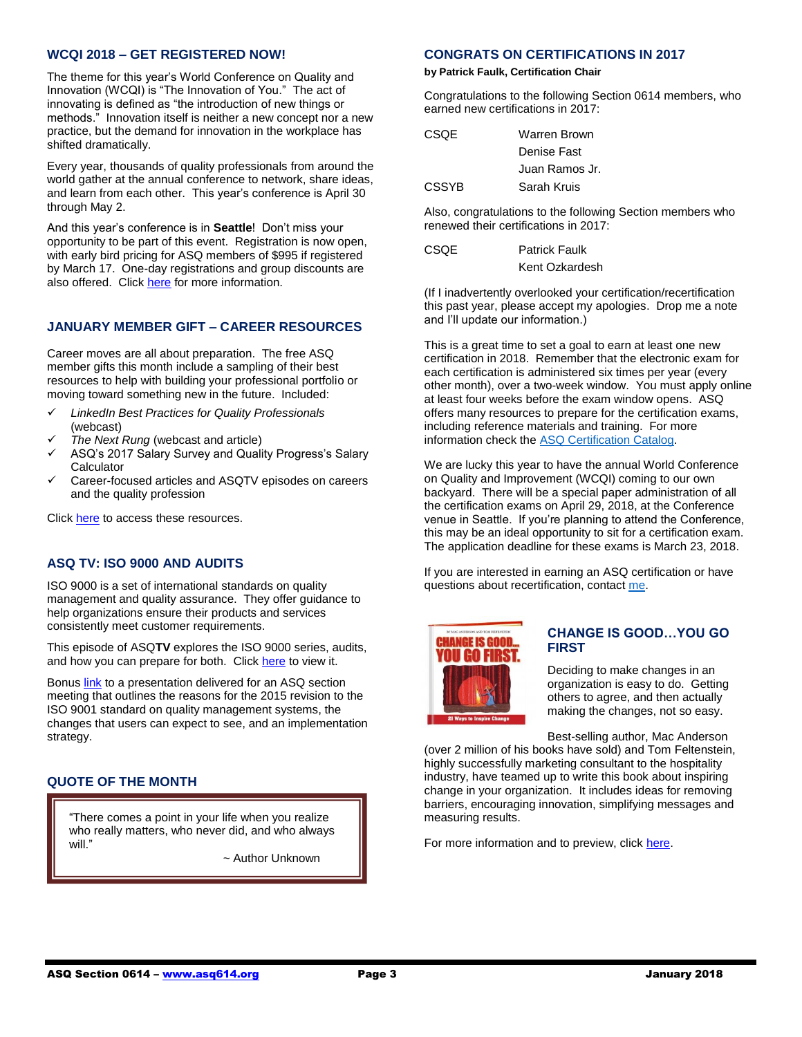## WCQI 2018 – GET REGISTERED NOW!

The theme for this year's World Conference on Quality and Innovation (WCQI) is "The Innovation of You." The act of innovating is defined as "the introduction of new things or methods." Innovation itself is neither a new concept nor a new practice, but the demand for innovation in the workplace has shifted dramatically.

Every year, thousands of quality professionals from around the world gather at the annual conference to network, share ideas, and learn from each other. This year's conference is April 30 through May 2.

And this year's conference is in **Seattle**! Don't miss your opportunity to be part of this event. Registration is now open, with early bird pricing for ASQ members of $995 if registered by March 17. One-day registrations and group discounts are also offered. Click here for more information.

## JANUARY MEMBER GIFT – CAREER RESOURCES

Career moves are all about preparation. The free ASQ member gifts this month include a sampling of their best resources to help with building your professional portfolio or moving toward something new in the future. Included:

- ✓ *LinkedIn Best Practices for Quality Professionals* (webcast)
- ✓ *The Next Rung* (webcast and article)
- ✓ ASQ's 2017 Salary Survey and Quality Progress's Salary Calculator
- ✓ Career-focused articles and ASQTV episodes on careers and the quality profession

Click here to access these resources.

## ASQ TV: ISO 9000 AND AUDITS

ISO 9000 is a set of international standards on quality management and quality assurance. They offer guidance to help organizations ensure their products and services consistently meet customer requirements.

This episode of ASQ**TV** explores the ISO 9000 series, audits, and how you can prepare for both. Click here to view it.

Bonus link to a presentation delivered for an ASQ section meeting that outlines the reasons for the 2015 revision to the ISO 9001 standard on quality management systems, the changes that users can expect to see, and an implementation strategy.

## QUOTE OF THE MONTH

"There comes a point in your life when you realize who really matters, who never did, and who always will."

~ Author Unknown

## CONGRATS ON CERTIFICATIONS IN 2017

**by Patrick Faulk, Certification Chair**

Congratulations to the following Section 0614 members, who earned new certifications in 2017:

| | |
|---|---|
| CSQE | Warren Brown |
| | Denise Fast |
| | Juan Ramos Jr. |
| CSSYB | Sarah Kruis |

Also, congratulations to the following Section members who renewed their certifications in 2017:

| | |
|---|---|
| CSQE | Patrick Faulk |
| | Kent Ozkardesh |

(If I inadvertently overlooked your certification/recertification this past year, please accept my apologies. Drop me a note and I'll update our information.)

This is a great time to set a goal to earn at least one new certification in 2018. Remember that the electronic exam for each certification is administered six times per year (every other month), over a two-week window. You must apply online at least four weeks before the exam window opens. ASQ offers many resources to prepare for the certification exams, including reference materials and training. For more information check the ASQ Certification Catalog.

We are lucky this year to have the annual World Conference on Quality and Improvement (WCQI) coming to our own backyard. There will be a special paper administration of all the certification exams on April 29, 2018, at the Conference venue in Seattle. If you're planning to attend the Conference, this may be an ideal opportunity to sit for a certification exam. The application deadline for these exams is March 23, 2018.

If you are interested in earning an ASQ certification or have questions about recertification, contact me.

## CHANGE IS GOOD…YOU GO FIRST

Deciding to make changes in an organization is easy to do. Getting others to agree, and then actually making the changes, not so easy.

Best-selling author, Mac Anderson (over 2 million of his books have sold) and Tom Feltenstein, highly successfully marketing consultant to the hospitality industry, have teamed up to write this book about inspiring change in your organization. It includes ideas for removing barriers, encouraging innovation, simplifying messages and measuring results.

For more information and to preview, click here.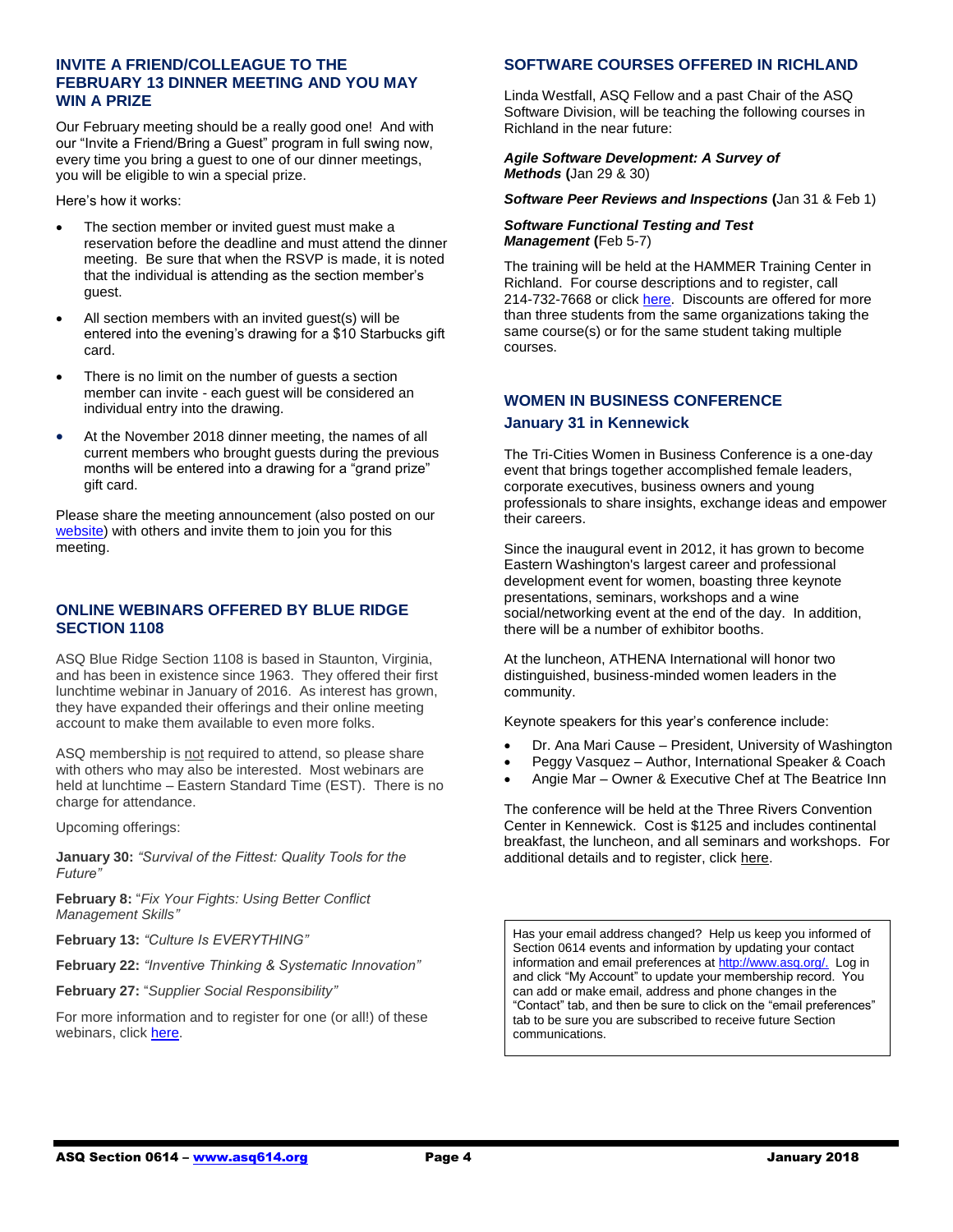## INVITE A FRIEND/COLLEAGUE TO THE FEBRUARY 13 DINNER MEETING AND YOU MAY WIN A PRIZE

Our February meeting should be a really good one! And with our "Invite a Friend/Bring a Guest" program in full swing now, every time you bring a guest to one of our dinner meetings, you will be eligible to win a special prize.

Here's how it works:

- The section member or invited guest must make a reservation before the deadline and must attend the dinner meeting. Be sure that when the RSVP is made, it is noted that the individual is attending as the section member's guest.
- All section members with an invited guest(s) will be entered into the evening's drawing for a $10 Starbucks gift card.
- There is no limit on the number of guests a section member can invite - each guest will be considered an individual entry into the drawing.
- At the November 2018 dinner meeting, the names of all current members who brought guests during the previous months will be entered into a drawing for a "grand prize" gift card.

Please share the meeting announcement (also posted on our website) with others and invite them to join you for this meeting.

## ONLINE WEBINARS OFFERED BY BLUE RIDGE SECTION 1108

ASQ Blue Ridge Section 1108 is based in Staunton, Virginia, and has been in existence since 1963. They offered their first lunchtime webinar in January of 2016. As interest has grown, they have expanded their offerings and their online meeting account to make them available to even more folks.

ASQ membership is not required to attend, so please share with others who may also be interested. Most webinars are held at lunchtime – Eastern Standard Time (EST). There is no charge for attendance.

Upcoming offerings:

**January 30:** *"Survival of the Fittest: Quality Tools for the Future"*

**February 8:** "*Fix Your Fights: Using Better Conflict Management Skills"*

**February 13:** *"Culture Is EVERYTHING"*

**February 22:** *"Inventive Thinking & Systematic Innovation"*

**February 27:** "*Supplier Social Responsibility"*

For more information and to register for one (or all!) of these webinars, click here.

## SOFTWARE COURSES OFFERED IN RICHLAND

Linda Westfall, ASQ Fellow and a past Chair of the ASQ Software Division, will be teaching the following courses in Richland in the near future:

***Agile Software Development: A Survey of Methods*** **(**Jan 29 & 30)

***Software Peer Reviews and Inspections*** **(**Jan 31 & Feb 1)

***Software Functional Testing and Test Management*** **(**Feb 5-7)

The training will be held at the HAMMER Training Center in Richland. For course descriptions and to register, call 214-732-7668 or click here. Discounts are offered for more than three students from the same organizations taking the same course(s) or for the same student taking multiple courses.

## WOMEN IN BUSINESS CONFERENCE

### January 31 in Kennewick

The Tri-Cities Women in Business Conference is a one-day event that brings together accomplished female leaders, corporate executives, business owners and young professionals to share insights, exchange ideas and empower their careers.

Since the inaugural event in 2012, it has grown to become Eastern Washington's largest career and professional development event for women, boasting three keynote presentations, seminars, workshops and a wine social/networking event at the end of the day. In addition, there will be a number of exhibitor booths.

At the luncheon, ATHENA International will honor two distinguished, business-minded women leaders in the community.

Keynote speakers for this year's conference include:

- Dr. Ana Mari Cause – President, University of Washington
- Peggy Vasquez – Author, International Speaker & Coach
- Angie Mar – Owner & Executive Chef at The Beatrice Inn

The conference will be held at the Three Rivers Convention Center in Kennewick. Cost is $125 and includes continental breakfast, the luncheon, and all seminars and workshops. For additional details and to register, click here.

Has your email address changed? Help us keep you informed of Section 0614 events and information by updating your contact information and email preferences at http://www.asq.org/. Log in and click "My Account" to update your membership record. You can add or make email, address and phone changes in the "Contact" tab, and then be sure to click on the "email preferences" tab to be sure you are subscribed to receive future Section communications.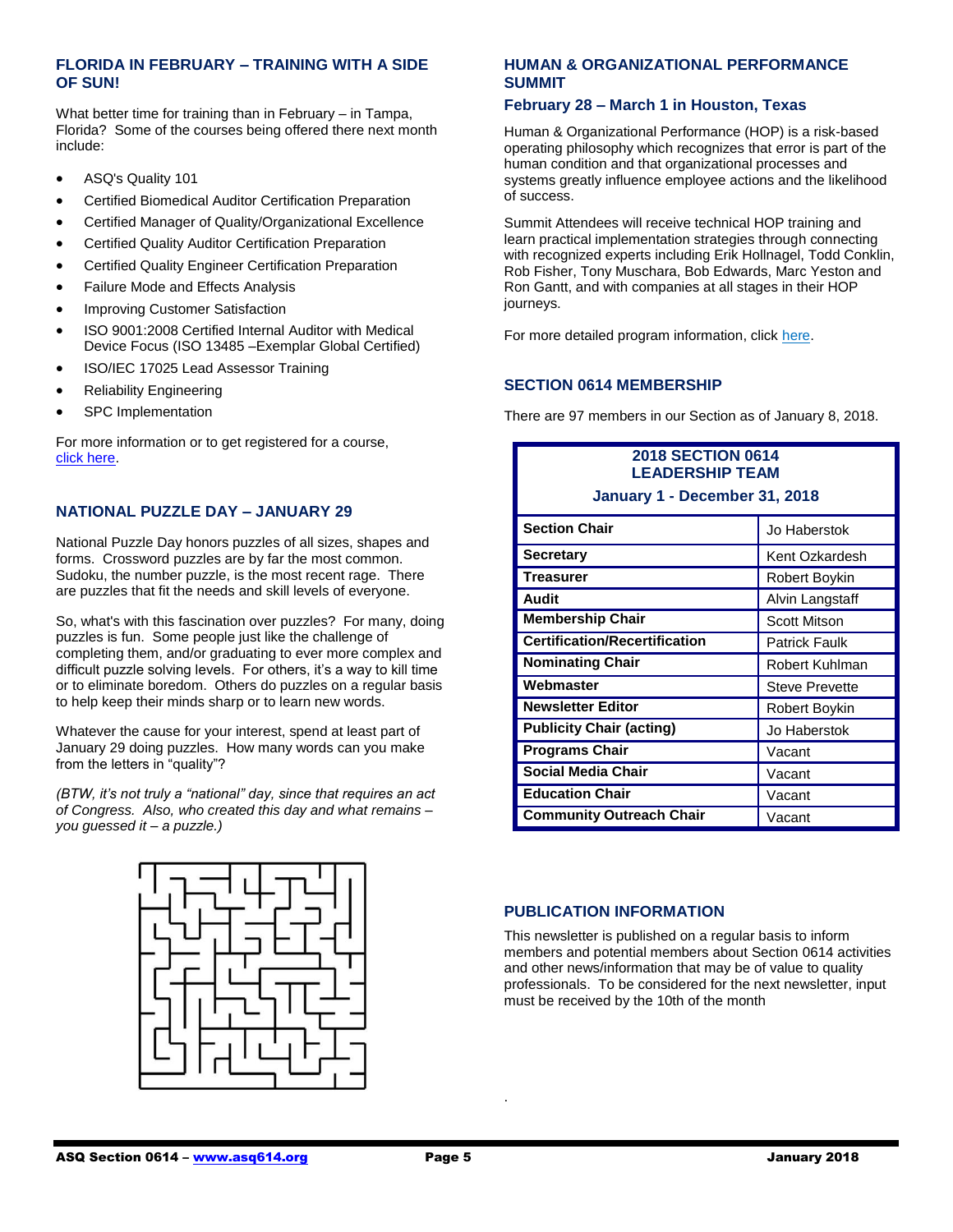## FLORIDA IN FEBRUARY – TRAINING WITH A SIDE OF SUN!

What better time for training than in February – in Tampa, Florida? Some of the courses being offered there next month include:

- ASQ's Quality 101
- Certified Biomedical Auditor Certification Preparation
- Certified Manager of Quality/Organizational Excellence
- Certified Quality Auditor Certification Preparation
- Certified Quality Engineer Certification Preparation
- Failure Mode and Effects Analysis
- Improving Customer Satisfaction
- ISO 9001:2008 Certified Internal Auditor with Medical Device Focus (ISO 13485 –Exemplar Global Certified)
- ISO/IEC 17025 Lead Assessor Training
- Reliability Engineering
- SPC Implementation

For more information or to get registered for a course, click here.

## NATIONAL PUZZLE DAY – JANUARY 29

National Puzzle Day honors puzzles of all sizes, shapes and forms. Crossword puzzles are by far the most common. Sudoku, the number puzzle, is the most recent rage. There are puzzles that fit the needs and skill levels of everyone.

So, what's with this fascination over puzzles? For many, doing puzzles is fun. Some people just like the challenge of completing them, and/or graduating to ever more complex and difficult puzzle solving levels. For others, it's a way to kill time or to eliminate boredom. Others do puzzles on a regular basis to help keep their minds sharp or to learn new words.

Whatever the cause for your interest, spend at least part of January 29 doing puzzles. How many words can you make from the letters in "quality"?

*(BTW, it's not truly a "national" day, since that requires an act of Congress. Also, who created this day and what remains – you guessed it – a puzzle.)*

## HUMAN & ORGANIZATIONAL PERFORMANCE SUMMIT

### February 28 – March 1 in Houston, Texas

Human & Organizational Performance (HOP) is a risk-based operating philosophy which recognizes that error is part of the human condition and that organizational processes and systems greatly influence employee actions and the likelihood of success.

Summit Attendees will receive technical HOP training and learn practical implementation strategies through connecting with recognized experts including Erik Hollnagel, Todd Conklin, Rob Fisher, Tony Muschara, Bob Edwards, Marc Yeston and Ron Gantt, and with companies at all stages in their HOP journeys.

For more detailed program information, click here.

## SECTION 0614 MEMBERSHIP

There are 97 members in our Section as of January 8, 2018.

**2018 SECTION 0614 LEADERSHIP TEAM**
**January 1 - December 31, 2018**

| | |
|---|---|
| **Section Chair** | Jo Haberstok |
| **Secretary** | Kent Ozkardesh |
| **Treasurer** | Robert Boykin |
| **Audit** | Alvin Langstaff |
| **Membership Chair** | Scott Mitson |
| **Certification/Recertification** | Patrick Faulk |
| **Nominating Chair** | Robert Kuhlman |
| **Webmaster** | Steve Prevette |
| **Newsletter Editor** | Robert Boykin |
| **Publicity Chair (acting)** | Jo Haberstok |
| **Programs Chair** | Vacant |
| **Social Media Chair** | Vacant |
| **Education Chair** | Vacant |
| **Community Outreach Chair** | Vacant |

## PUBLICATION INFORMATION

This newsletter is published on a regular basis to inform members and potential members about Section 0614 activities and other news/information that may be of value to quality professionals. To be considered for the next newsletter, input must be received by the 10th of the month